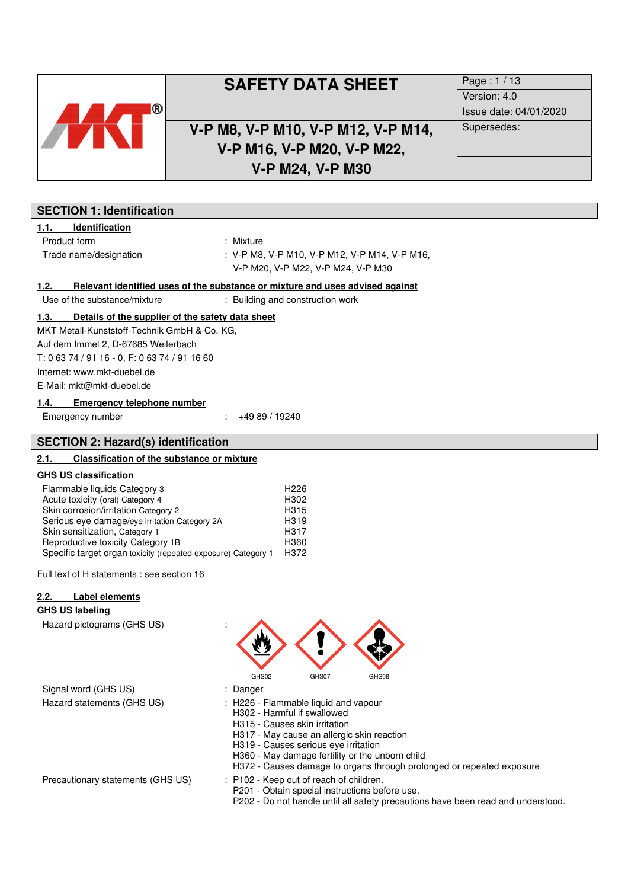# SAFETY DATA SHEET

**V-P M8, V-P M10, V-P M12, V-P M14, V-P M16, V-P M20, V-P M22, V-P M24, V-P M30**

Version: 4.0
Issue date: 04/01/2020
Supersedes:

## SECTION 1: Identification

### 1.1. Identification

| | |
|---|---|
| Product form | : Mixture |
| Trade name/designation | : V-P M8, V-P M10, V-P M12, V-P M14, V-P M16, V-P M20, V-P M22, V-P M24, V-P M30 |

### 1.2. Relevant identified uses of the substance or mixture and uses advised against

| | |
|---|---|
| Use of the substance/mixture | : Building and construction work |

### 1.3. Details of the supplier of the safety data sheet

MKT Metall-Kunststoff-Technik GmbH & Co. KG,
Auf dem Immel 2, D-67685 Weilerbach
T: 0 63 74 / 91 16 - 0, F: 0 63 74 / 91 16 60
Internet: www.mkt-duebel.de
E-Mail: mkt@mkt-duebel.de

### 1.4. Emergency telephone number

| | |
|---|---|
| Emergency number | : +49 89 / 19240 |

## SECTION 2: Hazard(s) identification

### 2.1. Classification of the substance or mixture

**GHS US classification**

| | |
|---|---|
| Flammable liquids Category 3 | H226 |
| Acute toxicity (oral) Category 4 | H302 |
| Skin corrosion/irritation Category 2 | H315 |
| Serious eye damage/eye irritation Category 2A | H319 |
| Skin sensitization, Category 1 | H317 |
| Reproductive toxicity Category 1B | H360 |
| Specific target organ toxicity (repeated exposure) Category 1 | H372 |

Full text of H statements : see section 16

### 2.2. Label elements

**GHS US labeling**

Hazard pictograms (GHS US) :

GHS02 GHS07 GHS08

Signal word (GHS US) : Danger

Hazard statements (GHS US) :
H226 - Flammable liquid and vapour
H302 - Harmful if swallowed
H315 - Causes skin irritation
H317 - May cause an allergic skin reaction
H319 - Causes serious eye irritation
H360 - May damage fertility or the unborn child
H372 - Causes damage to organs through prolonged or repeated exposure

Precautionary statements (GHS US) :
P102 - Keep out of reach of children.
P201 - Obtain special instructions before use.
P202 - Do not handle until all safety precautions have been read and understood.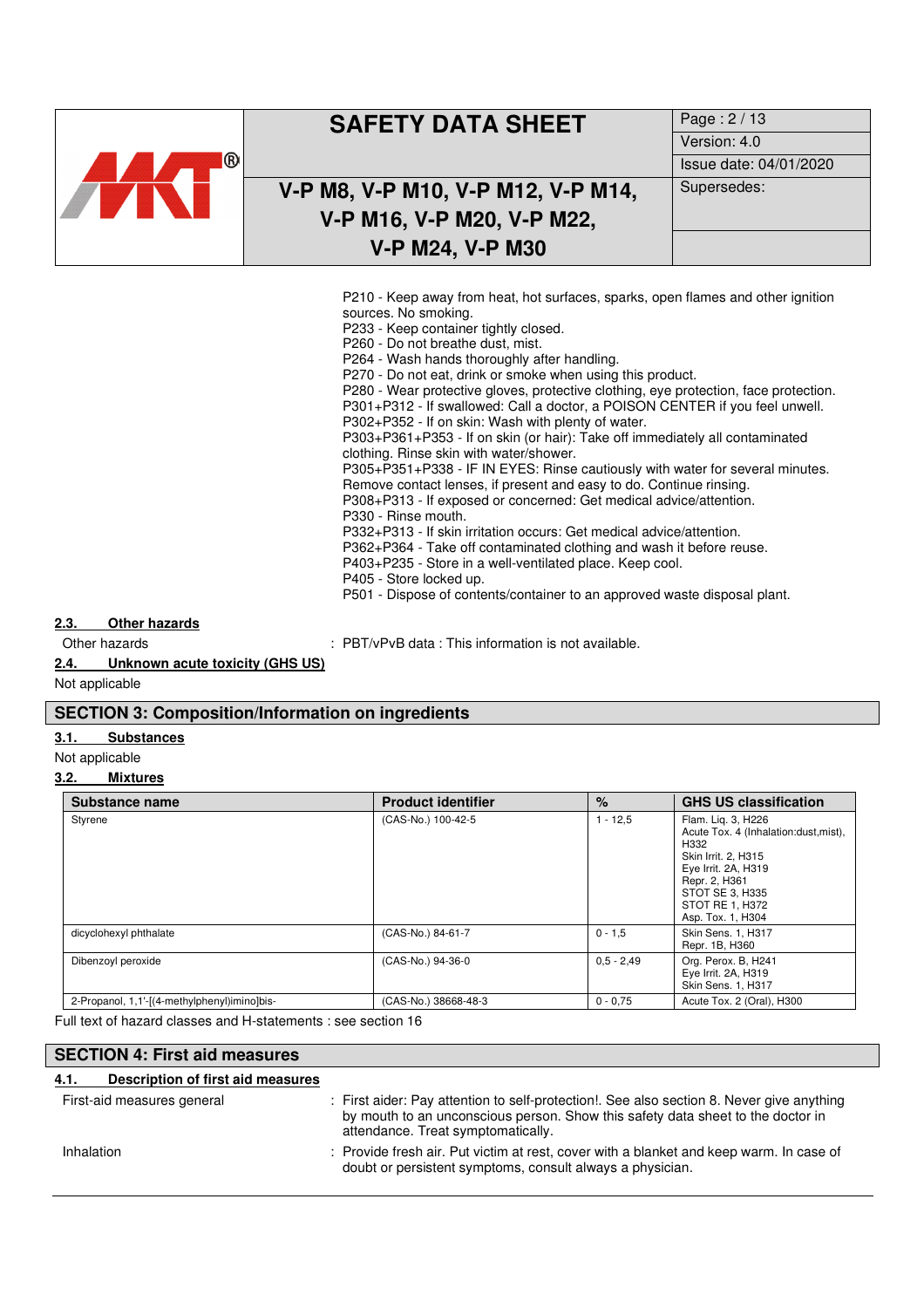P210 - Keep away from heat, hot surfaces, sparks, open flames and other ignition sources. No smoking.
P233 - Keep container tightly closed.
P260 - Do not breathe dust, mist.
P264 - Wash hands thoroughly after handling.
P270 - Do not eat, drink or smoke when using this product.
P280 - Wear protective gloves, protective clothing, eye protection, face protection.
P301+P312 - If swallowed: Call a doctor, a POISON CENTER if you feel unwell.
P302+P352 - If on skin: Wash with plenty of water.
P303+P361+P353 - If on skin (or hair): Take off immediately all contaminated clothing. Rinse skin with water/shower.
P305+P351+P338 - IF IN EYES: Rinse cautiously with water for several minutes. Remove contact lenses, if present and easy to do. Continue rinsing.
P308+P313 - If exposed or concerned: Get medical advice/attention.
P330 - Rinse mouth.
P332+P313 - If skin irritation occurs: Get medical advice/attention.
P362+P364 - Take off contaminated clothing and wash it before reuse.
P403+P235 - Store in a well-ventilated place. Keep cool.
P405 - Store locked up.
P501 - Dispose of contents/container to an approved waste disposal plant.

### 2.3. Other hazards

Other hazards : PBT/vPvB data : This information is not available.

### 2.4. Unknown acute toxicity (GHS US)

Not applicable

## SECTION 3: Composition/Information on ingredients

### 3.1. Substances

Not applicable

### 3.2. Mixtures

| Substance name | Product identifier | % | GHS US classification |
|---|---|---|---|
| Styrene | (CAS-No.) 100-42-5 | 1 - 12,5 | Flam. Liq. 3, H226<br>Acute Tox. 4 (Inhalation:dust,mist), H332<br>Skin Irrit. 2, H315<br>Eye Irrit. 2A, H319<br>Repr. 2, H361<br>STOT SE 3, H335<br>STOT RE 1, H372<br>Asp. Tox. 1, H304 |
| dicyclohexyl phthalate | (CAS-No.) 84-61-7 | 0 - 1,5 | Skin Sens. 1, H317<br>Repr. 1B, H360 |
| Dibenzoyl peroxide | (CAS-No.) 94-36-0 | 0,5 - 2,49 | Org. Perox. B, H241<br>Eye Irrit. 2A, H319<br>Skin Sens. 1, H317 |
| 2-Propanol, 1,1'-[(4-methylphenyl)imino]bis- | (CAS-No.) 38668-48-3 | 0 - 0,75 | Acute Tox. 2 (Oral), H300 |

Full text of hazard classes and H-statements : see section 16

## SECTION 4: First aid measures

### 4.1. Description of first aid measures

First-aid measures general : First aider: Pay attention to self-protection!. See also section 8. Never give anything by mouth to an unconscious person. Show this safety data sheet to the doctor in attendance. Treat symptomatically.

Inhalation : Provide fresh air. Put victim at rest, cover with a blanket and keep warm. In case of doubt or persistent symptoms, consult always a physician.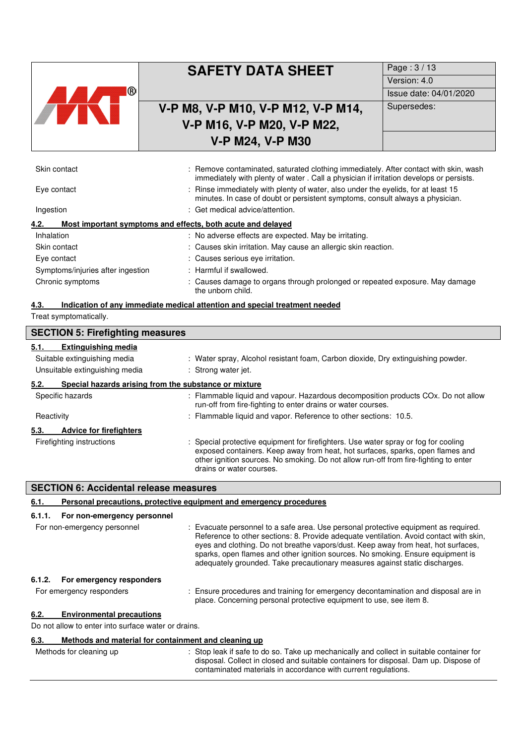| | |
|---|---|
| Skin contact | : Remove contaminated, saturated clothing immediately. After contact with skin, wash immediately with plenty of water . Call a physician if irritation develops or persists. |
| Eye contact | : Rinse immediately with plenty of water, also under the eyelids, for at least 15 minutes. In case of doubt or persistent symptoms, consult always a physician. |
| Ingestion | : Get medical advice/attention. |

### 4.2. Most important symptoms and effects, both acute and delayed

| | |
|---|---|
| Inhalation | : No adverse effects are expected. May be irritating. |
| Skin contact | : Causes skin irritation. May cause an allergic skin reaction. |
| Eye contact | : Causes serious eye irritation. |
| Symptoms/injuries after ingestion | : Harmful if swallowed. |
| Chronic symptoms | : Causes damage to organs through prolonged or repeated exposure. May damage the unborn child. |

### 4.3. Indication of any immediate medical attention and special treatment needed

Treat symptomatically.

## SECTION 5: Firefighting measures

### 5.1. Extinguishing media

| | |
|---|---|
| Suitable extinguishing media | : Water spray, Alcohol resistant foam, Carbon dioxide, Dry extinguishing powder. |
| Unsuitable extinguishing media | : Strong water jet. |

### 5.2. Special hazards arising from the substance or mixture

| | |
|---|---|
| Specific hazards | : Flammable liquid and vapour. Hazardous decomposition products COx. Do not allow run-off from fire-fighting to enter drains or water courses. |
| Reactivity | : Flammable liquid and vapor. Reference to other sections: 10.5. |

### 5.3. Advice for firefighters

| | |
|---|---|
| Firefighting instructions | : Special protective equipment for firefighters. Use water spray or fog for cooling exposed containers. Keep away from heat, hot surfaces, sparks, open flames and other ignition sources. No smoking. Do not allow run-off from fire-fighting to enter drains or water courses. |

## SECTION 6: Accidental release measures

### 6.1. Personal precautions, protective equipment and emergency procedures

#### 6.1.1. For non-emergency personnel

| | |
|---|---|
| For non-emergency personnel | : Evacuate personnel to a safe area. Use personal protective equipment as required. Reference to other sections: 8. Provide adequate ventilation. Avoid contact with skin, eyes and clothing. Do not breathe vapors/dust. Keep away from heat, hot surfaces, sparks, open flames and other ignition sources. No smoking. Ensure equipment is adequately grounded. Take precautionary measures against static discharges. |

#### 6.1.2. For emergency responders

| | |
|---|---|
| For emergency responders | : Ensure procedures and training for emergency decontamination and disposal are in place. Concerning personal protective equipment to use, see item 8. |

### 6.2. Environmental precautions

Do not allow to enter into surface water or drains.

### 6.3. Methods and material for containment and cleaning up

| | |
|---|---|
| Methods for cleaning up | : Stop leak if safe to do so. Take up mechanically and collect in suitable container for disposal. Collect in closed and suitable containers for disposal. Dam up. Dispose of contaminated materials in accordance with current regulations. |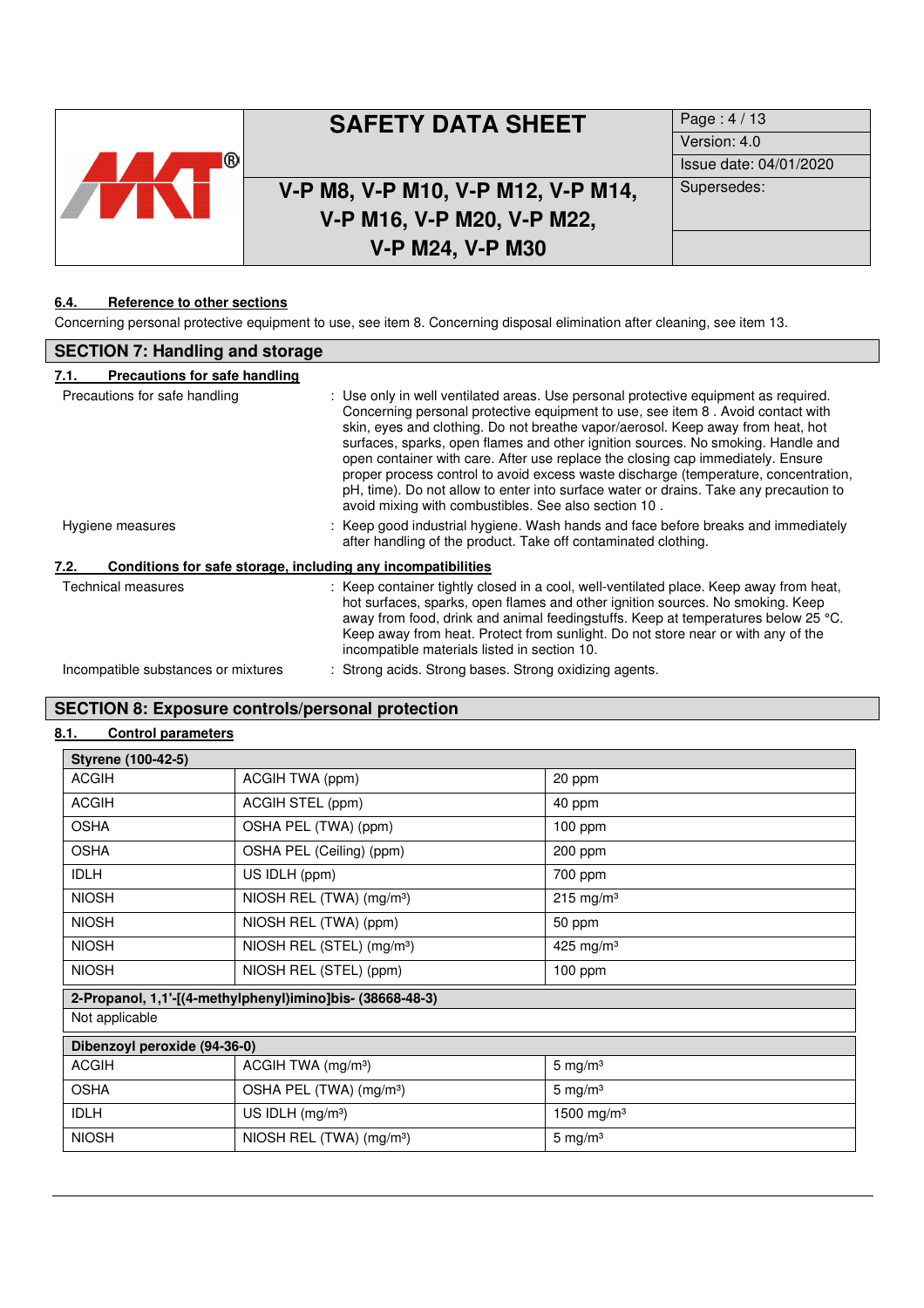#### 6.4. Reference to other sections

Concerning personal protective equipment to use, see item 8. Concerning disposal elimination after cleaning, see item 13.

## SECTION 7: Handling and storage

### 7.1. Precautions for safe handling

| | |
|---|---|
| Precautions for safe handling | : Use only in well ventilated areas. Use personal protective equipment as required. Concerning personal protective equipment to use, see item 8 . Avoid contact with skin, eyes and clothing. Do not breathe vapor/aerosol. Keep away from heat, hot surfaces, sparks, open flames and other ignition sources. No smoking. Handle and open container with care. After use replace the closing cap immediately. Ensure proper process control to avoid excess waste discharge (temperature, concentration, pH, time). Do not allow to enter into surface water or drains. Take any precaution to avoid mixing with combustibles. See also section 10 . |
| Hygiene measures | : Keep good industrial hygiene. Wash hands and face before breaks and immediately after handling of the product. Take off contaminated clothing. |

### 7.2. Conditions for safe storage, including any incompatibilities

| | |
|---|---|
| Technical measures | : Keep container tightly closed in a cool, well-ventilated place. Keep away from heat, hot surfaces, sparks, open flames and other ignition sources. No smoking. Keep away from food, drink and animal feedingstuffs. Keep at temperatures below 25 °C. Keep away from heat. Protect from sunlight. Do not store near or with any of the incompatible materials listed in section 10. |
| Incompatible substances or mixtures | : Strong acids. Strong bases. Strong oxidizing agents. |

## SECTION 8: Exposure controls/personal protection

### 8.1. Control parameters

| Styrene (100-42-5) | | |
|---|---|---|
| ACGIH | ACGIH TWA (ppm) | 20 ppm |
| ACGIH | ACGIH STEL (ppm) | 40 ppm |
| OSHA | OSHA PEL (TWA) (ppm) | 100 ppm |
| OSHA | OSHA PEL (Ceiling) (ppm) | 200 ppm |
| IDLH | US IDLH (ppm) | 700 ppm |
| NIOSH | NIOSH REL (TWA) (mg/m³) | 215 mg/m³ |
| NIOSH | NIOSH REL (TWA) (ppm) | 50 ppm |
| NIOSH | NIOSH REL (STEL) (mg/m³) | 425 mg/m³ |
| NIOSH | NIOSH REL (STEL) (ppm) | 100 ppm |

| 2-Propanol, 1,1'-[(4-methylphenyl)imino]bis- (38668-48-3) |
|---|
| Not applicable |

| Dibenzoyl peroxide (94-36-0) | | |
|---|---|---|
| ACGIH | ACGIH TWA (mg/m³) | 5 mg/m³ |
| OSHA | OSHA PEL (TWA) (mg/m³) | 5 mg/m³ |
| IDLH | US IDLH (mg/m³) | 1500 mg/m³ |
| NIOSH | NIOSH REL (TWA) (mg/m³) | 5 mg/m³ |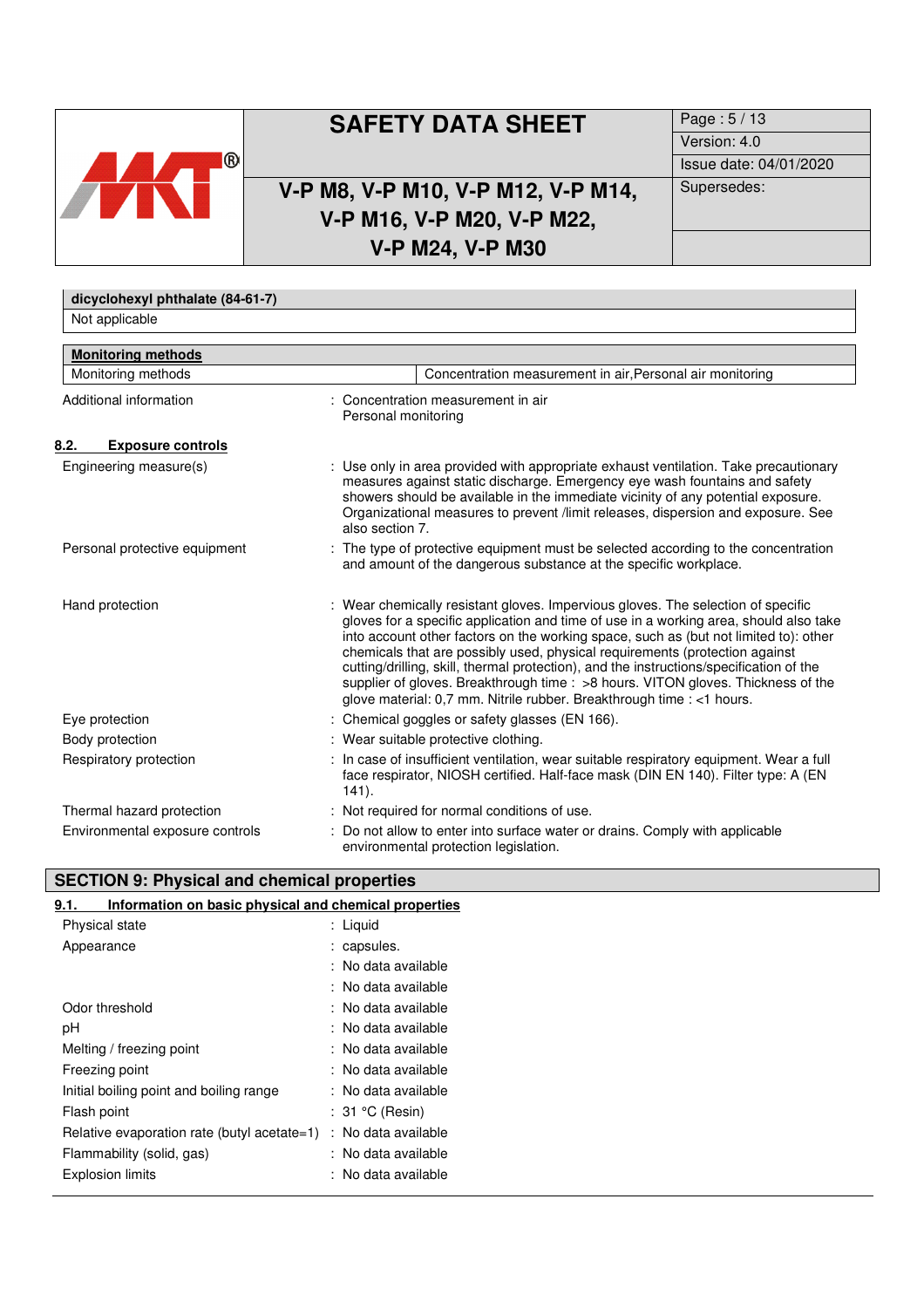| dicyclohexyl phthalate (84-61-7) |
| --- |
| Not applicable |

| Monitoring methods | |
| --- | --- |
| Monitoring methods | Concentration measurement in air,Personal air monitoring |

Additional information : Concentration measurement in air
Personal monitoring

### 8.2. Exposure controls

Engineering measure(s) : Use only in area provided with appropriate exhaust ventilation. Take precautionary measures against static discharge. Emergency eye wash fountains and safety showers should be available in the immediate vicinity of any potential exposure. Organizational measures to prevent /limit releases, dispersion and exposure. See also section 7.

Personal protective equipment : The type of protective equipment must be selected according to the concentration and amount of the dangerous substance at the specific workplace.

Hand protection : Wear chemically resistant gloves. Impervious gloves. The selection of specific gloves for a specific application and time of use in a working area, should also take into account other factors on the working space, such as (but not limited to): other chemicals that are possibly used, physical requirements (protection against cutting/drilling, skill, thermal protection), and the instructions/specification of the supplier of gloves. Breakthrough time : >8 hours. VITON gloves. Thickness of the glove material: 0,7 mm. Nitrile rubber. Breakthrough time : <1 hours.

Eye protection : Chemical goggles or safety glasses (EN 166).

Body protection : Wear suitable protective clothing.

Respiratory protection : In case of insufficient ventilation, wear suitable respiratory equipment. Wear a full face respirator, NIOSH certified. Half-face mask (DIN EN 140). Filter type: A (EN 141).

Thermal hazard protection : Not required for normal conditions of use.

Environmental exposure controls : Do not allow to enter into surface water or drains. Comply with applicable environmental protection legislation.

## SECTION 9: Physical and chemical properties

### 9.1. Information on basic physical and chemical properties

| | |
| --- | --- |
| Physical state | : Liquid |
| Appearance | : capsules. |
| | : No data available |
| | : No data available |
| Odor threshold | : No data available |
| pH | : No data available |
| Melting / freezing point | : No data available |
| Freezing point | : No data available |
| Initial boiling point and boiling range | : No data available |
| Flash point | : 31 °C (Resin) |
| Relative evaporation rate (butyl acetate=1) | : No data available |
| Flammability (solid, gas) | : No data available |
| Explosion limits | : No data available |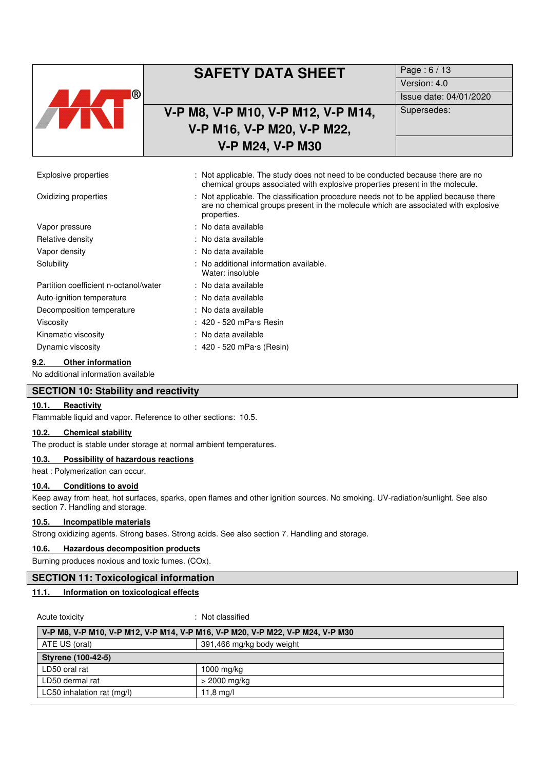| | |
|---|---|
| Explosive properties | : Not applicable. The study does not need to be conducted because there are no chemical groups associated with explosive properties present in the molecule. |
| Oxidizing properties | : Not applicable. The classification procedure needs not to be applied because there are no chemical groups present in the molecule which are associated with explosive properties. |
| Vapor pressure | : No data available |
| Relative density | : No data available |
| Vapor density | : No data available |
| Solubility | : No additional information available. Water: insoluble |
| Partition coefficient n-octanol/water | : No data available |
| Auto-ignition temperature | : No data available |
| Decomposition temperature | : No data available |
| Viscosity | : 420 - 520 mPa·s Resin |
| Kinematic viscosity | : No data available |
| Dynamic viscosity | : 420 - 520 mPa·s (Resin) |

### 9.2. Other information

No additional information available

## SECTION 10: Stability and reactivity

### 10.1. Reactivity

Flammable liquid and vapor. Reference to other sections: 10.5.

### 10.2. Chemical stability

The product is stable under storage at normal ambient temperatures.

### 10.3. Possibility of hazardous reactions

heat : Polymerization can occur.

### 10.4. Conditions to avoid

Keep away from heat, hot surfaces, sparks, open flames and other ignition sources. No smoking. UV-radiation/sunlight. See also section 7. Handling and storage.

### 10.5. Incompatible materials

Strong oxidizing agents. Strong bases. Strong acids. See also section 7. Handling and storage.

### 10.6. Hazardous decomposition products

Burning produces noxious and toxic fumes. (COx).

## SECTION 11: Toxicological information

### 11.1. Information on toxicological effects

Acute toxicity : Not classified

| **V-P M8, V-P M10, V-P M12, V-P M14, V-P M16, V-P M20, V-P M22, V-P M24, V-P M30** | |
|---|---|
| ATE US (oral) | 391,466 mg/kg body weight |
| **Styrene (100-42-5)** | |
| LD50 oral rat | 1000 mg/kg |
| LD50 dermal rat | > 2000 mg/kg |
| LC50 inhalation rat (mg/l) | 11,8 mg/l |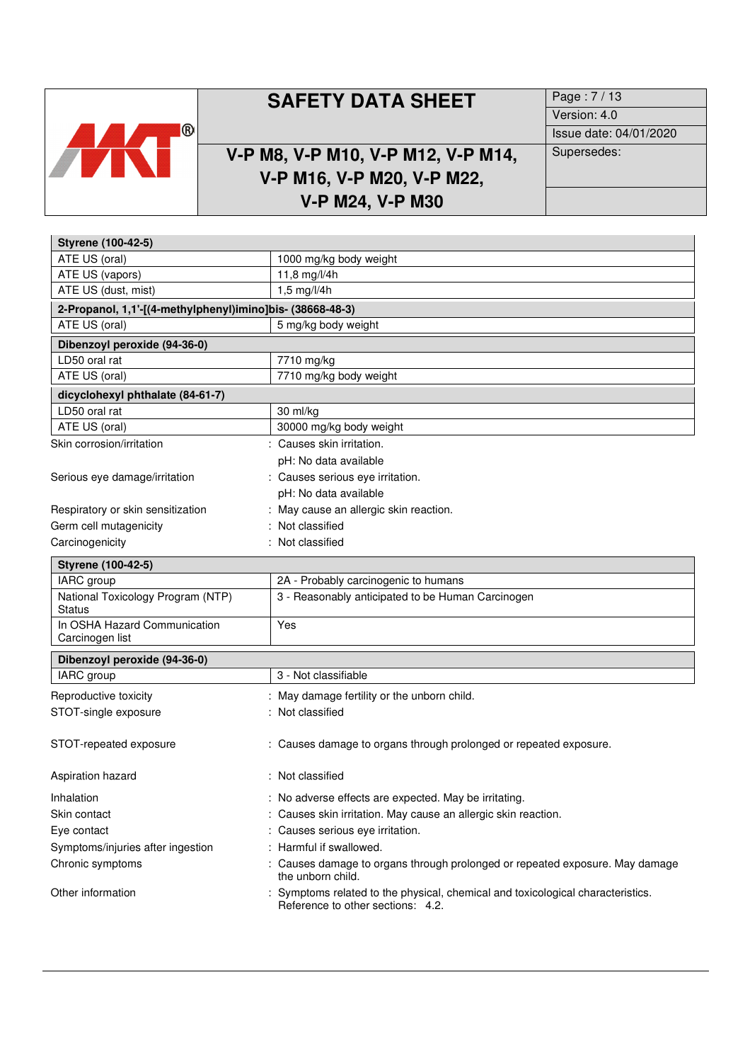| Styrene (100-42-5) | |
|---|---|
| ATE US (oral) | 1000 mg/kg body weight |
| ATE US (vapors) | 11,8 mg/l/4h |
| ATE US (dust, mist) | 1,5 mg/l/4h |

| 2-Propanol, 1,1'-[(4-methylphenyl)imino]bis- (38668-48-3) | |
|---|---|
| ATE US (oral) | 5 mg/kg body weight |

| Dibenzoyl peroxide (94-36-0) | |
|---|---|
| LD50 oral rat | 7710 mg/kg |
| ATE US (oral) | 7710 mg/kg body weight |

| dicyclohexyl phthalate (84-61-7) | |
|---|---|
| LD50 oral rat | 30 ml/kg |
| ATE US (oral) | 30000 mg/kg body weight |

Skin corrosion/irritation : Causes skin irritation.
pH: No data available

Serious eye damage/irritation : Causes serious eye irritation.
pH: No data available

Respiratory or skin sensitization : May cause an allergic skin reaction.

Germ cell mutagenicity : Not classified

Carcinogenicity : Not classified

| Styrene (100-42-5) | |
|---|---|
| IARC group | 2A - Probably carcinogenic to humans |
| National Toxicology Program (NTP) Status | 3 - Reasonably anticipated to be Human Carcinogen |
| In OSHA Hazard Communication Carcinogen list | Yes |

| Dibenzoyl peroxide (94-36-0) | |
|---|---|
| IARC group | 3 - Not classifiable |

Reproductive toxicity : May damage fertility or the unborn child.

STOT-single exposure : Not classified

STOT-repeated exposure : Causes damage to organs through prolonged or repeated exposure.

Aspiration hazard : Not classified

Inhalation : No adverse effects are expected. May be irritating.

Skin contact : Causes skin irritation. May cause an allergic skin reaction.

Eye contact : Causes serious eye irritation.

Symptoms/injuries after ingestion : Harmful if swallowed.

Chronic symptoms : Causes damage to organs through prolonged or repeated exposure. May damage the unborn child.

Other information : Symptoms related to the physical, chemical and toxicological characteristics. Reference to other sections: 4.2.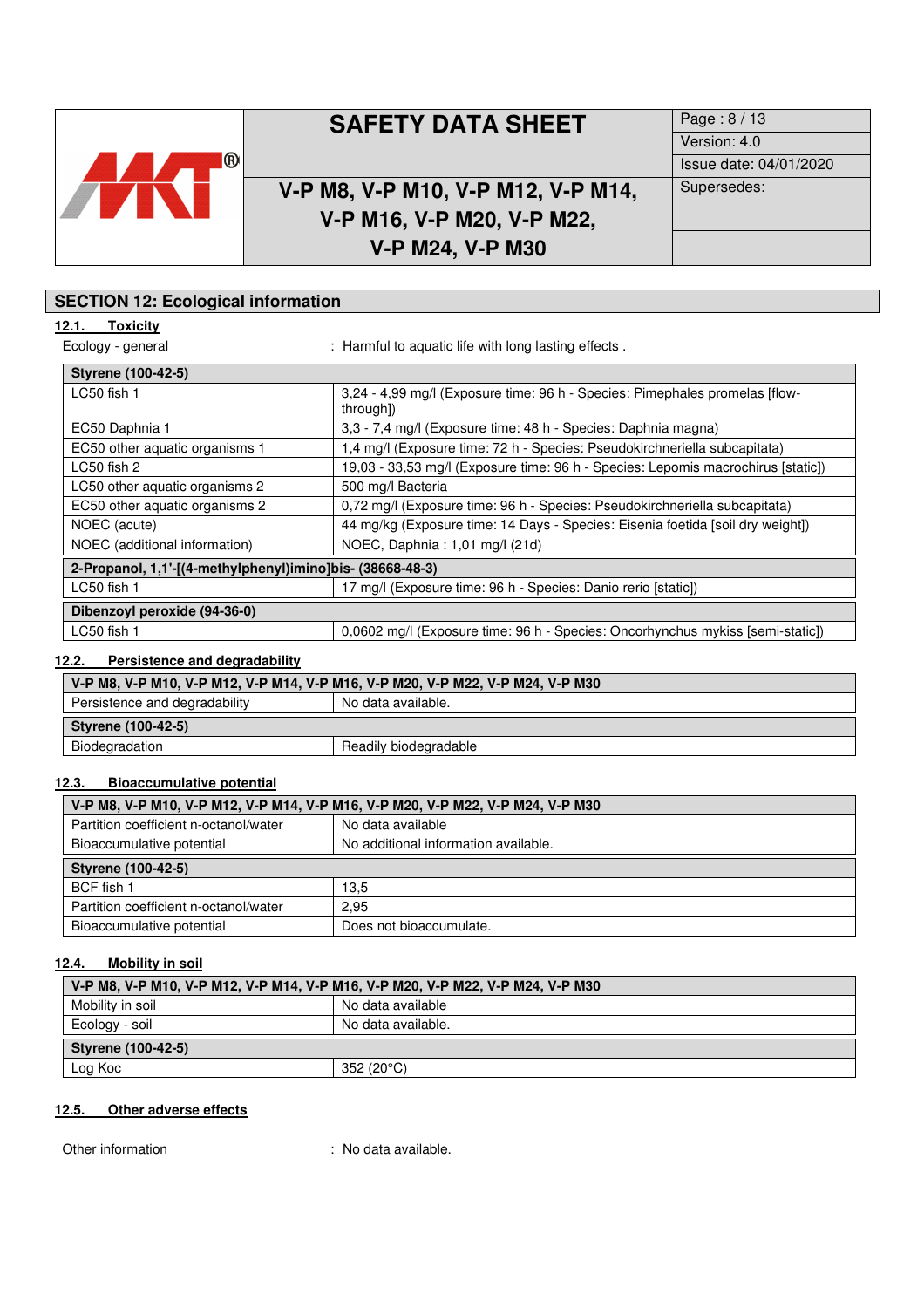## SECTION 12: Ecological information

### 12.1. Toxicity

Ecology - general : Harmful to aquatic life with long lasting effects .

| Styrene (100-42-5) | |
|---|---|
| LC50 fish 1 | 3,24 - 4,99 mg/l (Exposure time: 96 h - Species: Pimephales promelas [flow-through]) |
| EC50 Daphnia 1 | 3,3 - 7,4 mg/l (Exposure time: 48 h - Species: Daphnia magna) |
| EC50 other aquatic organisms 1 | 1,4 mg/l (Exposure time: 72 h - Species: Pseudokirchneriella subcapitata) |
| LC50 fish 2 | 19,03 - 33,53 mg/l (Exposure time: 96 h - Species: Lepomis macrochirus [static]) |
| LC50 other aquatic organisms 2 | 500 mg/l Bacteria |
| EC50 other aquatic organisms 2 | 0,72 mg/l (Exposure time: 96 h - Species: Pseudokirchneriella subcapitata) |
| NOEC (acute) | 44 mg/kg (Exposure time: 14 Days - Species: Eisenia foetida [soil dry weight]) |
| NOEC (additional information) | NOEC, Daphnia : 1,01 mg/l (21d) |
| **2-Propanol, 1,1'-[(4-methylphenyl)imino]bis- (38668-48-3)** | |
| LC50 fish 1 | 17 mg/l (Exposure time: 96 h - Species: Danio rerio [static]) |
| **Dibenzoyl peroxide (94-36-0)** | |
| LC50 fish 1 | 0,0602 mg/l (Exposure time: 96 h - Species: Oncorhynchus mykiss [semi-static]) |

### 12.2. Persistence and degradability

| V-P M8, V-P M10, V-P M12, V-P M14, V-P M16, V-P M20, V-P M22, V-P M24, V-P M30 | |
|---|---|
| Persistence and degradability | No data available. |
| **Styrene (100-42-5)** | |
| Biodegradation | Readily biodegradable |

### 12.3. Bioaccumulative potential

| V-P M8, V-P M10, V-P M12, V-P M14, V-P M16, V-P M20, V-P M22, V-P M24, V-P M30 | |
|---|---|
| Partition coefficient n-octanol/water | No data available |
| Bioaccumulative potential | No additional information available. |
| **Styrene (100-42-5)** | |
| BCF fish 1 | 13,5 |
| Partition coefficient n-octanol/water | 2,95 |
| Bioaccumulative potential | Does not bioaccumulate. |

### 12.4. Mobility in soil

| V-P M8, V-P M10, V-P M12, V-P M14, V-P M16, V-P M20, V-P M22, V-P M24, V-P M30 | |
|---|---|
| Mobility in soil | No data available |
| Ecology - soil | No data available. |
| **Styrene (100-42-5)** | |
| Log Koc | 352 (20°C) |

### 12.5. Other adverse effects

Other information : No data available.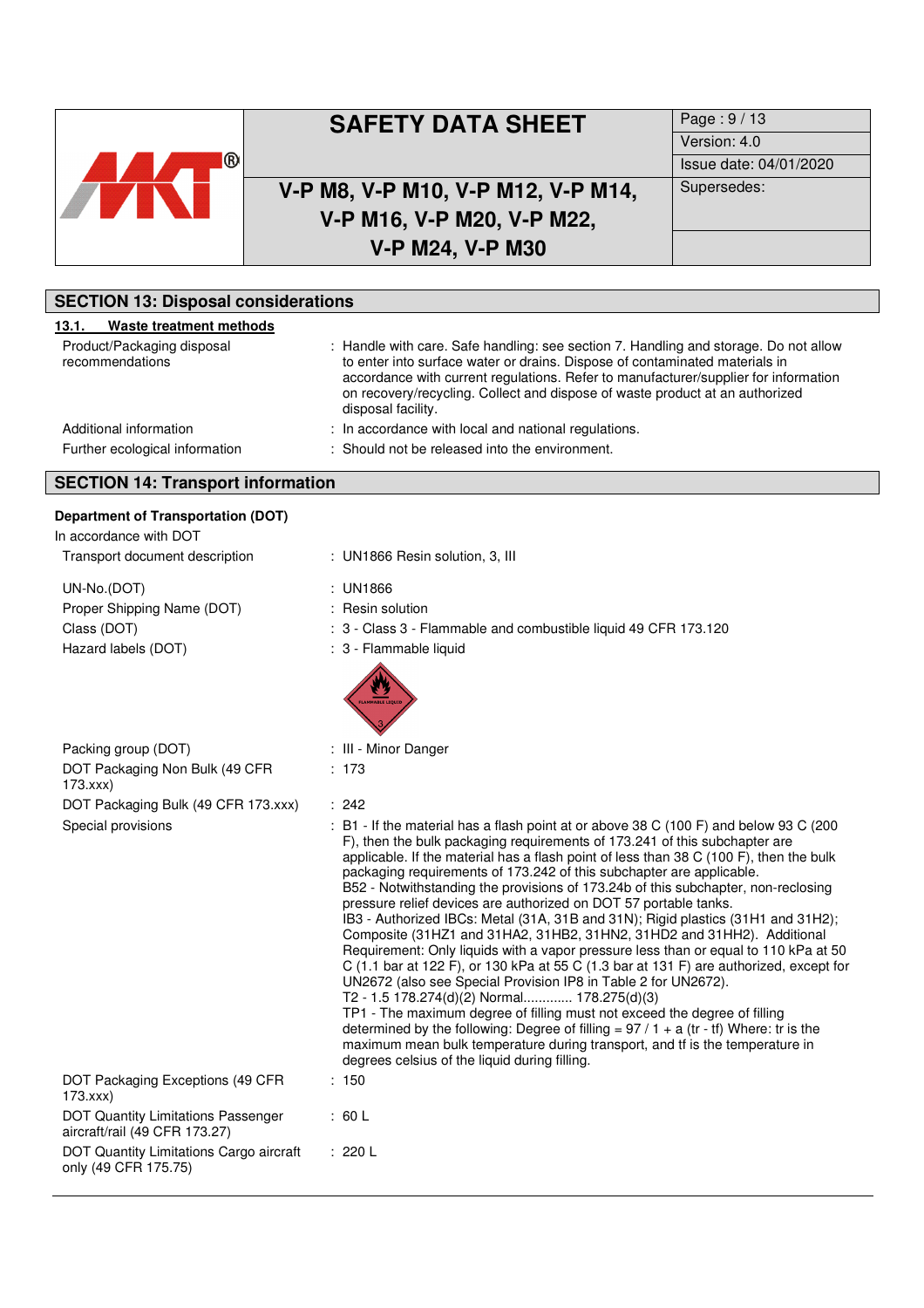## SECTION 13: Disposal considerations

### 13.1. Waste treatment methods

| | |
|---|---|
| Product/Packaging disposal recommendations | : Handle with care. Safe handling: see section 7. Handling and storage. Do not allow to enter into surface water or drains. Dispose of contaminated materials in accordance with current regulations. Refer to manufacturer/supplier for information on recovery/recycling. Collect and dispose of waste product at an authorized disposal facility. |
| Additional information | : In accordance with local and national regulations. |
| Further ecological information | : Should not be released into the environment. |

## SECTION 14: Transport information

**Department of Transportation (DOT)**

In accordance with DOT

| | |
|---|---|
| Transport document description | : UN1866 Resin solution, 3, III |
| UN-No.(DOT) | : UN1866 |
| Proper Shipping Name (DOT) | : Resin solution |
| Class (DOT) | : 3 - Class 3 - Flammable and combustible liquid 49 CFR 173.120 |
| Hazard labels (DOT) | : 3 - Flammable liquid |
| Packing group (DOT) | : III - Minor Danger |
| DOT Packaging Non Bulk (49 CFR 173.xxx) | : 173 |
| DOT Packaging Bulk (49 CFR 173.xxx) | : 242 |
| Special provisions | : B1 - If the material has a flash point at or above 38 C (100 F) and below 93 C (200 F), then the bulk packaging requirements of 173.241 of this subchapter are applicable. If the material has a flash point of less than 38 C (100 F), then the bulk packaging requirements of 173.242 of this subchapter are applicable.<br>B52 - Notwithstanding the provisions of 173.24b of this subchapter, non-reclosing pressure relief devices are authorized on DOT 57 portable tanks.<br>IB3 - Authorized IBCs: Metal (31A, 31B and 31N); Rigid plastics (31H1 and 31H2); Composite (31HZ1 and 31HA2, 31HB2, 31HN2, 31HD2 and 31HH2). Additional Requirement: Only liquids with a vapor pressure less than or equal to 110 kPa at 50 C (1.1 bar at 122 F), or 130 kPa at 55 C (1.3 bar at 131 F) are authorized, except for UN2672 (also see Special Provision IP8 in Table 2 for UN2672).<br>T2 - 1.5 178.274(d)(2) Normal............ 178.275(d)(3)<br>TP1 - The maximum degree of filling must not exceed the degree of filling determined by the following: Degree of filling = 97 / 1 + a (tr - tf) Where: tr is the maximum mean bulk temperature during transport, and tf is the temperature in degrees celsius of the liquid during filling. |
| DOT Packaging Exceptions (49 CFR 173.xxx) | : 150 |
| DOT Quantity Limitations Passenger aircraft/rail (49 CFR 173.27) | : 60 L |
| DOT Quantity Limitations Cargo aircraft only (49 CFR 175.75) | : 220 L |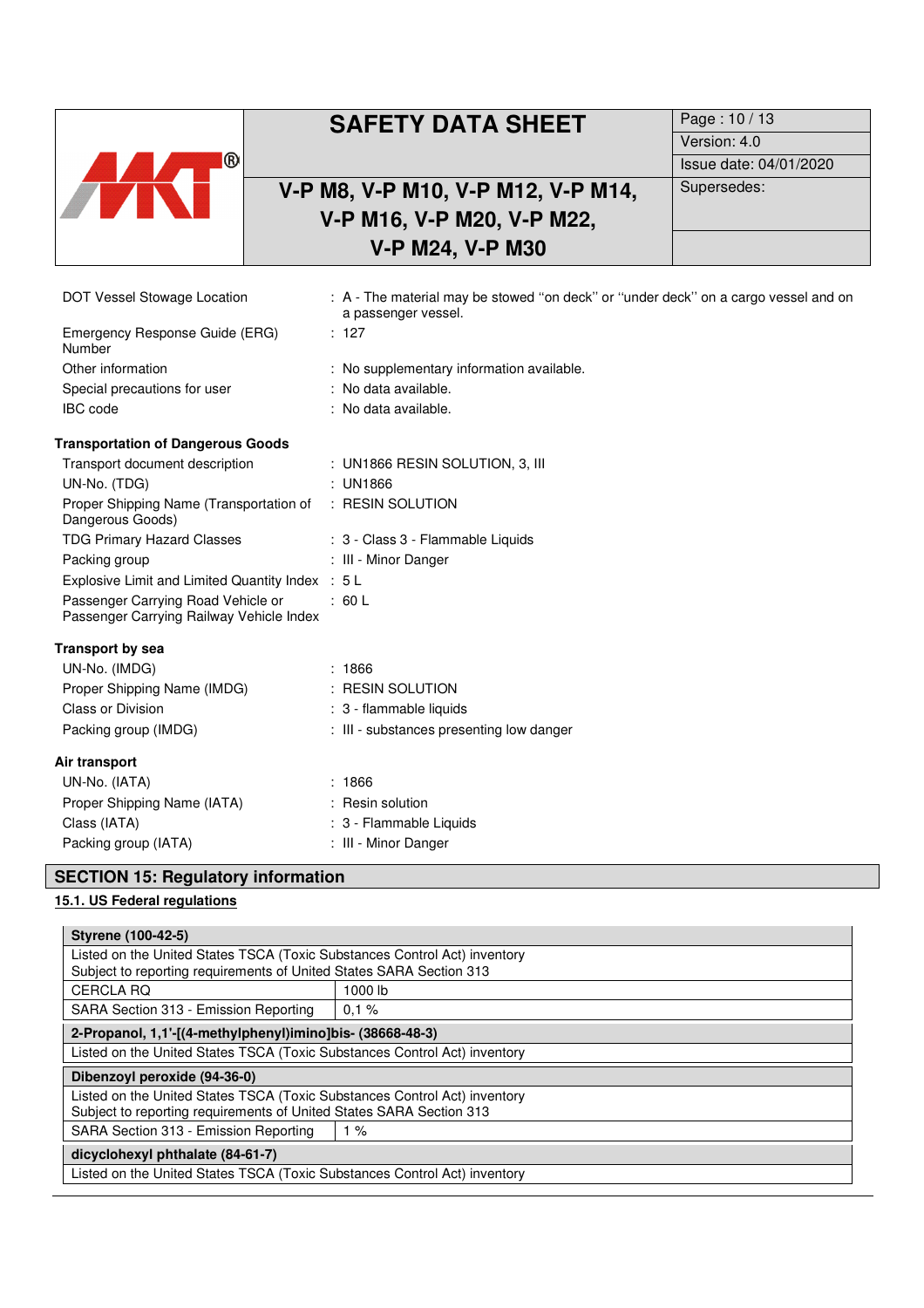| | | |
|---|---|---|
| DOT Vessel Stowage Location | : | A - The material may be stowed "on deck" or "under deck" on a cargo vessel and on a passenger vessel. |
| Emergency Response Guide (ERG) Number | : | 127 |
| Other information | : | No supplementary information available. |
| Special precautions for user | : | No data available. |
| IBC code | : | No data available. |

**Transportation of Dangerous Goods**

| | | |
|---|---|---|
| Transport document description | : | UN1866 RESIN SOLUTION, 3, III |
| UN-No. (TDG) | : | UN1866 |
| Proper Shipping Name (Transportation of Dangerous Goods) | : | RESIN SOLUTION |
| TDG Primary Hazard Classes | : | 3 - Class 3 - Flammable Liquids |
| Packing group | : | III - Minor Danger |
| Explosive Limit and Limited Quantity Index | : | 5 L |
| Passenger Carrying Road Vehicle or Passenger Carrying Railway Vehicle Index | : | 60 L |

**Transport by sea**

| | | |
|---|---|---|
| UN-No. (IMDG) | : | 1866 |
| Proper Shipping Name (IMDG) | : | RESIN SOLUTION |
| Class or Division | : | 3 - flammable liquids |
| Packing group (IMDG) | : | III - substances presenting low danger |

**Air transport**

| | | |
|---|---|---|
| UN-No. (IATA) | : | 1866 |
| Proper Shipping Name (IATA) | : | Resin solution |
| Class (IATA) | : | 3 - Flammable Liquids |
| Packing group (IATA) | : | III - Minor Danger |

## SECTION 15: Regulatory information

### 15.1. US Federal regulations

| **Styrene (100-42-5)** | |
|---|---|
| Listed on the United States TSCA (Toxic Substances Control Act) inventory<br>Subject to reporting requirements of United States SARA Section 313 | |
| CERCLA RQ | 1000 lb |
| SARA Section 313 - Emission Reporting | 0,1 % |

| **2-Propanol, 1,1'-[(4-methylphenyl)imino]bis- (38668-48-3)** |
|---|
| Listed on the United States TSCA (Toxic Substances Control Act) inventory |

| **Dibenzoyl peroxide (94-36-0)** | |
|---|---|
| Listed on the United States TSCA (Toxic Substances Control Act) inventory<br>Subject to reporting requirements of United States SARA Section 313 | |
| SARA Section 313 - Emission Reporting | 1 % |

| **dicyclohexyl phthalate (84-61-7)** |
|---|
| Listed on the United States TSCA (Toxic Substances Control Act) inventory |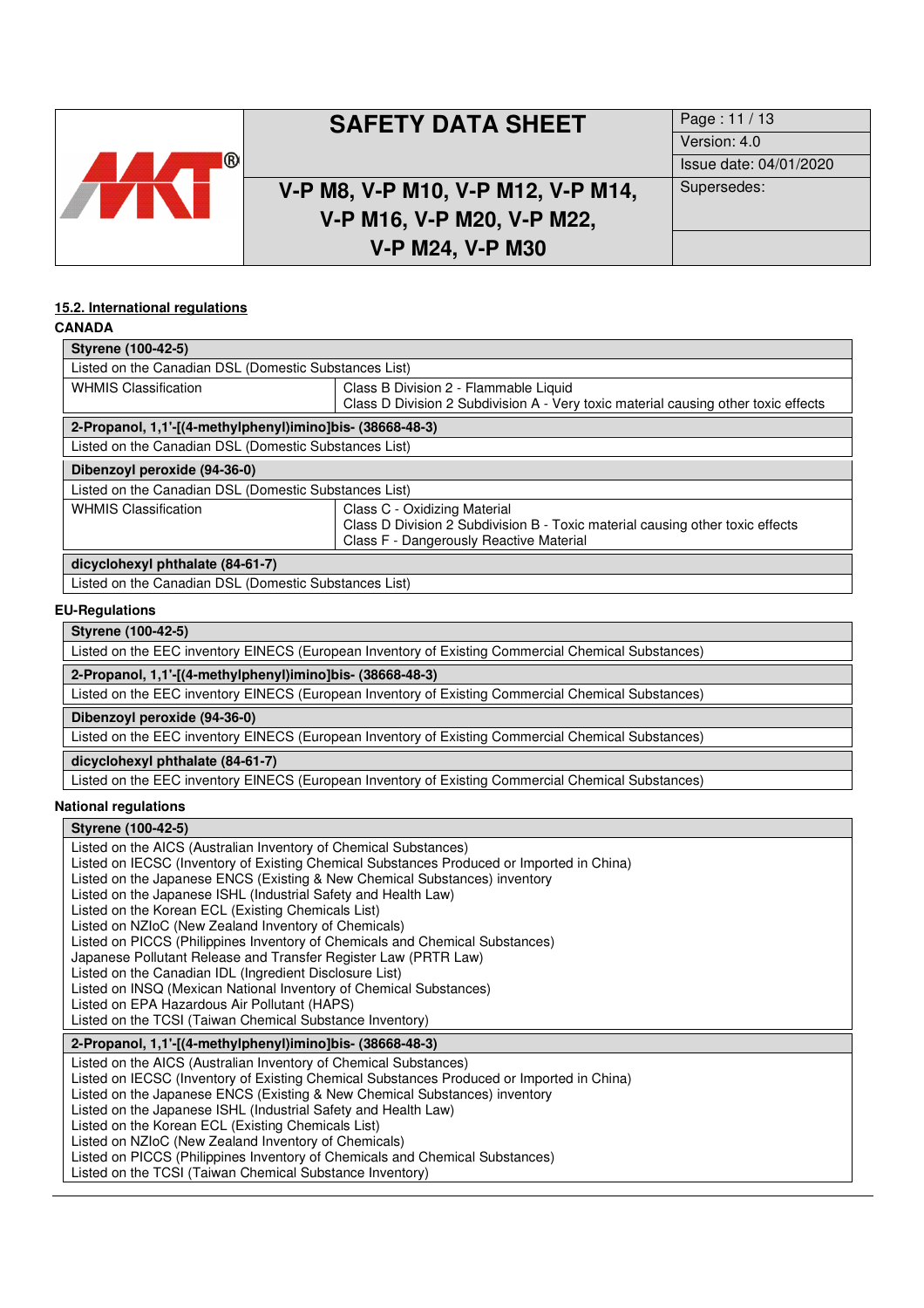## 15.2. International regulations

### CANADA

| | |
|---|---|
| **Styrene (100-42-5)** | |
| Listed on the Canadian DSL (Domestic Substances List) | |
| WHMIS Classification | Class B Division 2 - Flammable Liquid<br>Class D Division 2 Subdivision A - Very toxic material causing other toxic effects |

| | |
|---|---|
| **2-Propanol, 1,1'-[(4-methylphenyl)imino]bis- (38668-48-3)** | |
| Listed on the Canadian DSL (Domestic Substances List) | |

| | |
|---|---|
| **Dibenzoyl peroxide (94-36-0)** | |
| Listed on the Canadian DSL (Domestic Substances List) | |
| WHMIS Classification | Class C - Oxidizing Material<br>Class D Division 2 Subdivision B - Toxic material causing other toxic effects<br>Class F - Dangerously Reactive Material |

| |
|---|
| **dicyclohexyl phthalate (84-61-7)** |
| Listed on the Canadian DSL (Domestic Substances List) |

### EU-Regulations

| |
|---|
| **Styrene (100-42-5)** |
| Listed on the EEC inventory EINECS (European Inventory of Existing Commercial Chemical Substances) |

| |
|---|
| **2-Propanol, 1,1'-[(4-methylphenyl)imino]bis- (38668-48-3)** |
| Listed on the EEC inventory EINECS (European Inventory of Existing Commercial Chemical Substances) |

| |
|---|
| **Dibenzoyl peroxide (94-36-0)** |
| Listed on the EEC inventory EINECS (European Inventory of Existing Commercial Chemical Substances) |

| |
|---|
| **dicyclohexyl phthalate (84-61-7)** |
| Listed on the EEC inventory EINECS (European Inventory of Existing Commercial Chemical Substances) |

### National regulations

| |
|---|
| **Styrene (100-42-5)** |
| Listed on the AICS (Australian Inventory of Chemical Substances)<br>Listed on IECSC (Inventory of Existing Chemical Substances Produced or Imported in China)<br>Listed on the Japanese ENCS (Existing & New Chemical Substances) inventory<br>Listed on the Japanese ISHL (Industrial Safety and Health Law)<br>Listed on the Korean ECL (Existing Chemicals List)<br>Listed on NZIoC (New Zealand Inventory of Chemicals)<br>Listed on PICCS (Philippines Inventory of Chemicals and Chemical Substances)<br>Japanese Pollutant Release and Transfer Register Law (PRTR Law)<br>Listed on the Canadian IDL (Ingredient Disclosure List)<br>Listed on INSQ (Mexican National Inventory of Chemical Substances)<br>Listed on EPA Hazardous Air Pollutant (HAPS)<br>Listed on the TCSI (Taiwan Chemical Substance Inventory) |

| |
|---|
| **2-Propanol, 1,1'-[(4-methylphenyl)imino]bis- (38668-48-3)** |
| Listed on the AICS (Australian Inventory of Chemical Substances)<br>Listed on IECSC (Inventory of Existing Chemical Substances Produced or Imported in China)<br>Listed on the Japanese ENCS (Existing & New Chemical Substances) inventory<br>Listed on the Japanese ISHL (Industrial Safety and Health Law)<br>Listed on the Korean ECL (Existing Chemicals List)<br>Listed on NZIoC (New Zealand Inventory of Chemicals)<br>Listed on PICCS (Philippines Inventory of Chemicals and Chemical Substances)<br>Listed on the TCSI (Taiwan Chemical Substance Inventory) |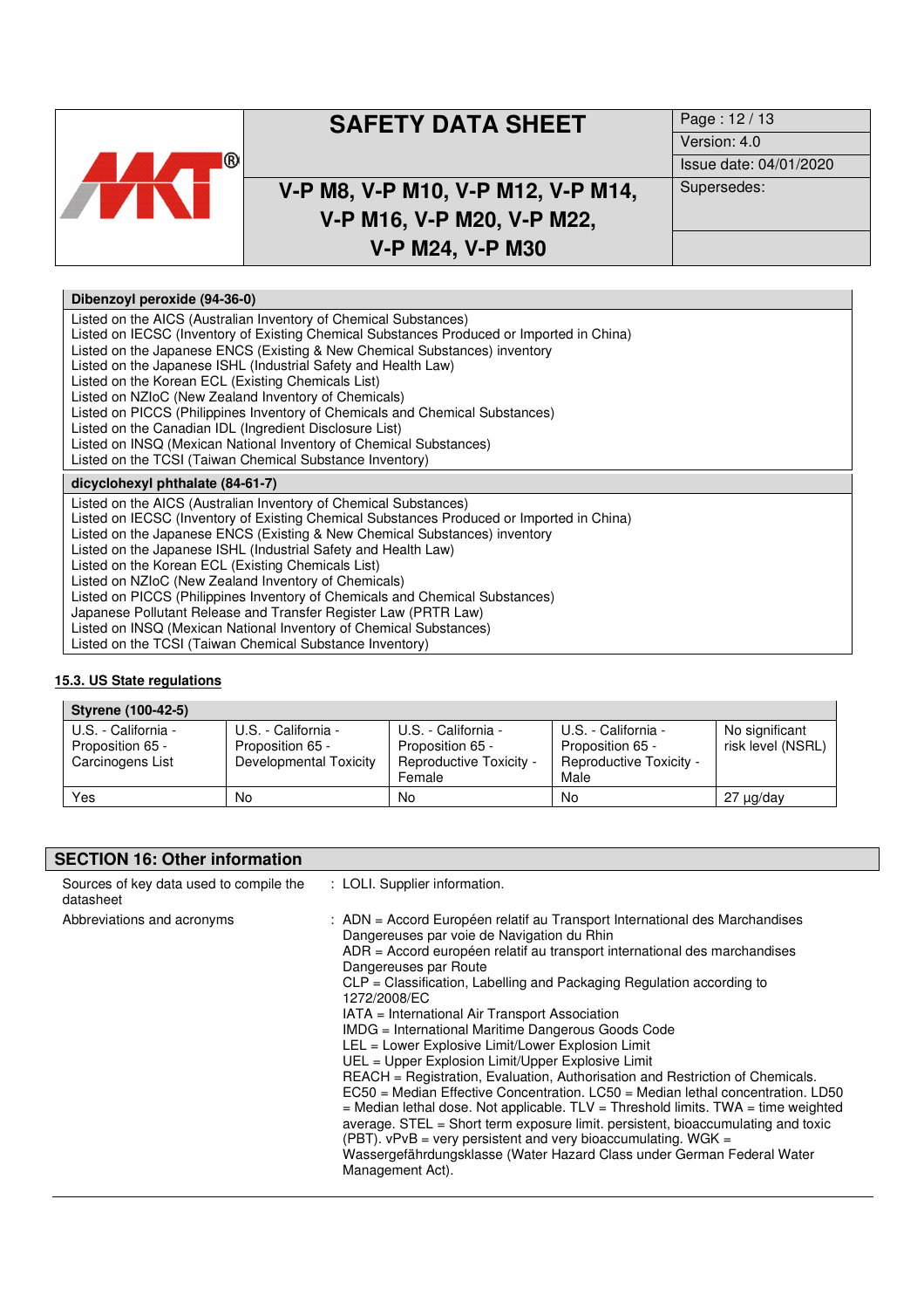| Dibenzoyl peroxide (94-36-0) |
|---|
| Listed on the AICS (Australian Inventory of Chemical Substances)<br>Listed on IECSC (Inventory of Existing Chemical Substances Produced or Imported in China)<br>Listed on the Japanese ENCS (Existing & New Chemical Substances) inventory<br>Listed on the Japanese ISHL (Industrial Safety and Health Law)<br>Listed on the Korean ECL (Existing Chemicals List)<br>Listed on NZIoC (New Zealand Inventory of Chemicals)<br>Listed on PICCS (Philippines Inventory of Chemicals and Chemical Substances)<br>Listed on the Canadian IDL (Ingredient Disclosure List)<br>Listed on INSQ (Mexican National Inventory of Chemical Substances)<br>Listed on the TCSI (Taiwan Chemical Substance Inventory) |

| dicyclohexyl phthalate (84-61-7) |
|---|
| Listed on the AICS (Australian Inventory of Chemical Substances)<br>Listed on IECSC (Inventory of Existing Chemical Substances Produced or Imported in China)<br>Listed on the Japanese ENCS (Existing & New Chemical Substances) inventory<br>Listed on the Japanese ISHL (Industrial Safety and Health Law)<br>Listed on the Korean ECL (Existing Chemicals List)<br>Listed on NZIoC (New Zealand Inventory of Chemicals)<br>Listed on PICCS (Philippines Inventory of Chemicals and Chemical Substances)<br>Japanese Pollutant Release and Transfer Register Law (PRTR Law)<br>Listed on INSQ (Mexican National Inventory of Chemical Substances)<br>Listed on the TCSI (Taiwan Chemical Substance Inventory) |

### 15.3. US State regulations

| Styrene (100-42-5) | | | | |
|---|---|---|---|---|
| U.S. - California - Proposition 65 - Carcinogens List | U.S. - California - Proposition 65 - Developmental Toxicity | U.S. - California - Proposition 65 - Reproductive Toxicity - Female | U.S. - California - Proposition 65 - Reproductive Toxicity - Male | No significant risk level (NSRL) |
| Yes | No | No | No | 27 µg/day |

## SECTION 16: Other information

| | |
|---|---|
| Sources of key data used to compile the datasheet | : LOLI. Supplier information. |
| Abbreviations and acronyms | : ADN = Accord Européen relatif au Transport International des Marchandises Dangereuses par voie de Navigation du Rhin<br>ADR = Accord européen relatif au transport international des marchandises Dangereuses par Route<br>CLP = Classification, Labelling and Packaging Regulation according to 1272/2008/EC<br>IATA = International Air Transport Association<br>IMDG = International Maritime Dangerous Goods Code<br>LEL = Lower Explosive Limit/Lower Explosion Limit<br>UEL = Upper Explosion Limit/Upper Explosive Limit<br>REACH = Registration, Evaluation, Authorisation and Restriction of Chemicals.<br>EC50 = Median Effective Concentration. LC50 = Median lethal concentration. LD50 = Median lethal dose. Not applicable. TLV = Threshold limits. TWA = time weighted average. STEL = Short term exposure limit. persistent, bioaccumulating and toxic (PBT). vPvB = very persistent and very bioaccumulating. WGK = Wassergefährdungsklasse (Water Hazard Class under German Federal Water Management Act). |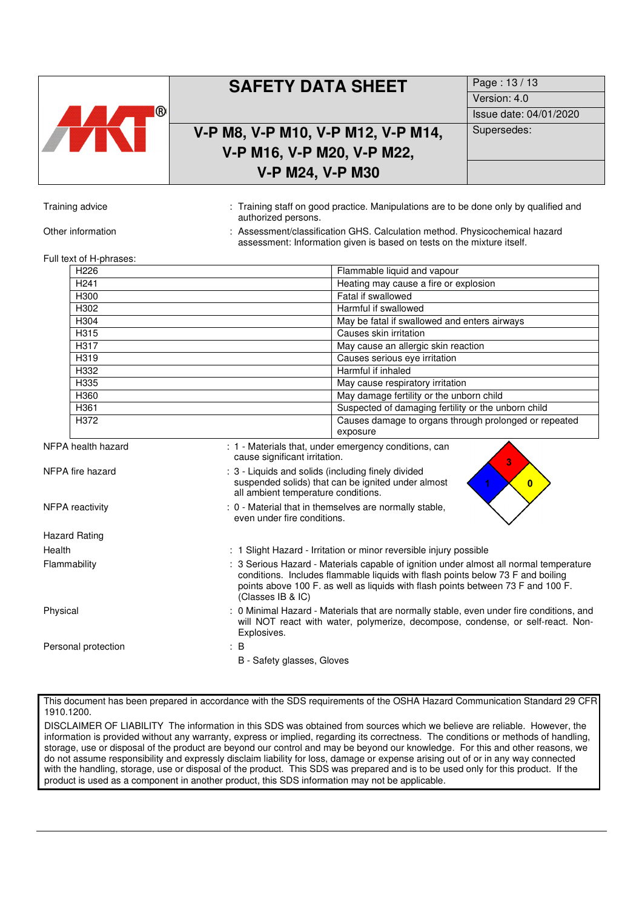Training advice : Training staff on good practice. Manipulations are to be done only by qualified and authorized persons.

Other information : Assessment/classification GHS. Calculation method. Physicochemical hazard assessment: Information given is based on tests on the mixture itself.

Full text of H-phrases:

| | |
|---|---|
| H226 | Flammable liquid and vapour |
| H241 | Heating may cause a fire or explosion |
| H300 | Fatal if swallowed |
| H302 | Harmful if swallowed |
| H304 | May be fatal if swallowed and enters airways |
| H315 | Causes skin irritation |
| H317 | May cause an allergic skin reaction |
| H319 | Causes serious eye irritation |
| H332 | Harmful if inhaled |
| H335 | May cause respiratory irritation |
| H360 | May damage fertility or the unborn child |
| H361 | Suspected of damaging fertility or the unborn child |
| H372 | Causes damage to organs through prolonged or repeated exposure |

NFPA health hazard : 1 - Materials that, under emergency conditions, can cause significant irritation.

NFPA fire hazard : 3 - Liquids and solids (including finely divided suspended solids) that can be ignited under almost all ambient temperature conditions.

NFPA reactivity : 0 - Material that in themselves are normally stable, even under fire conditions.

3

1

0

Hazard Rating

Health : 1 Slight Hazard - Irritation or minor reversible injury possible

Flammability : 3 Serious Hazard - Materials capable of ignition under almost all normal temperature conditions. Includes flammable liquids with flash points below 73 F and boiling points above 100 F. as well as liquids with flash points between 73 F and 100 F. (Classes IB & IC)

Physical : 0 Minimal Hazard - Materials that are normally stable, even under fire conditions, and will NOT react with water, polymerize, decompose, condense, or self-react. Non-Explosives.

Personal protection : B

B - Safety glasses, Gloves

This document has been prepared in accordance with the SDS requirements of the OSHA Hazard Communication Standard 29 CFR 1910.1200.

DISCLAIMER OF LIABILITY The information in this SDS was obtained from sources which we believe are reliable. However, the information is provided without any warranty, express or implied, regarding its correctness. The conditions or methods of handling, storage, use or disposal of the product are beyond our control and may be beyond our knowledge. For this and other reasons, we do not assume responsibility and expressly disclaim liability for loss, damage or expense arising out of or in any way connected with the handling, storage, use or disposal of the product. This SDS was prepared and is to be used only for this product. If the product is used as a component in another product, this SDS information may not be applicable.